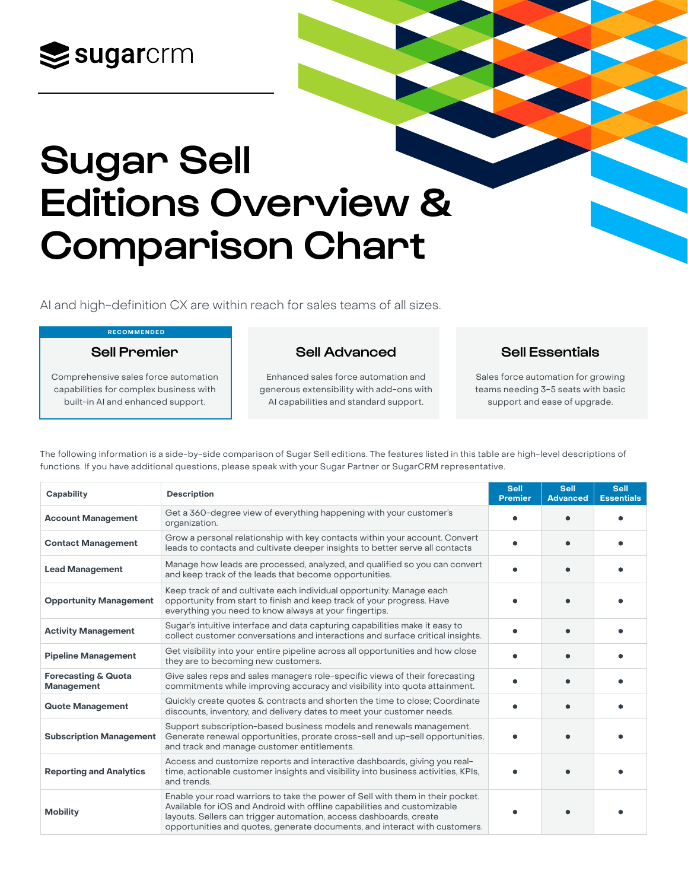sugarcrm

# Sugar Sell Editions Overview & Comparison Chart

AI and high-definition CX are within reach for sales teams of all sizes.

RECOMMENDED

### Sell Premier

Comprehensive sales force automation capabilities for complex business with built-in AI and enhanced support.

### Sell Advanced

Enhanced sales force automation and generous extensibility with add-ons with AI capabilities and standard support.

### Sell Essentials

Sales force automation for growing teams needing 3-5 seats with basic support and ease of upgrade.

The following information is a side-by-side comparison of Sugar Sell editions. The features listed in this table are high-level descriptions of functions. If you have additional questions, please speak with your Sugar Partner or SugarCRM representative.

| Capability | Description | Sell Premier | Sell Advanced | Sell Essentials |
|---|---|---|---|---|
| **Account Management** | Get a 360-degree view of everything happening with your customer's organization. | • | • | • |
| **Contact Management** | Grow a personal relationship with key contacts within your account. Convert leads to contacts and cultivate deeper insights to better serve all contacts | • | • | • |
| **Lead Management** | Manage how leads are processed, analyzed, and qualified so you can convert and keep track of the leads that become opportunities. | • | • | • |
| **Opportunity Management** | Keep track of and cultivate each individual opportunity. Manage each opportunity from start to finish and keep track of your progress. Have everything you need to know always at your fingertips. | • | • | • |
| **Activity Management** | Sugar's intuitive interface and data capturing capabilities make it easy to collect customer conversations and interactions and surface critical insights. | • | • | • |
| **Pipeline Management** | Get visibility into your entire pipeline across all opportunities and how close they are to becoming new customers. | • | • | • |
| **Forecasting & Quota Management** | Give sales reps and sales managers role-specific views of their forecasting commitments while improving accuracy and visibility into quota attainment. | • | • | • |
| **Quote Management** | Quickly create quotes & contracts and shorten the time to close; Coordinate discounts, inventory, and delivery dates to meet your customer needs. | • | • | • |
| **Subscription Management** | Support subscription-based business models and renewals management. Generate renewal opportunities, prorate cross-sell and up-sell opportunities, and track and manage customer entitlements. | • | • | • |
| **Reporting and Analytics** | Access and customize reports and interactive dashboards, giving you real-time, actionable customer insights and visibility into business activities, KPIs, and trends. | • | • | • |
| **Mobility** | Enable your road warriors to take the power of Sell with them in their pocket. Available for iOS and Android with offline capabilities and customizable layouts. Sellers can trigger automation, access dashboards, create opportunities and quotes, generate documents, and interact with customers. | • | • | • |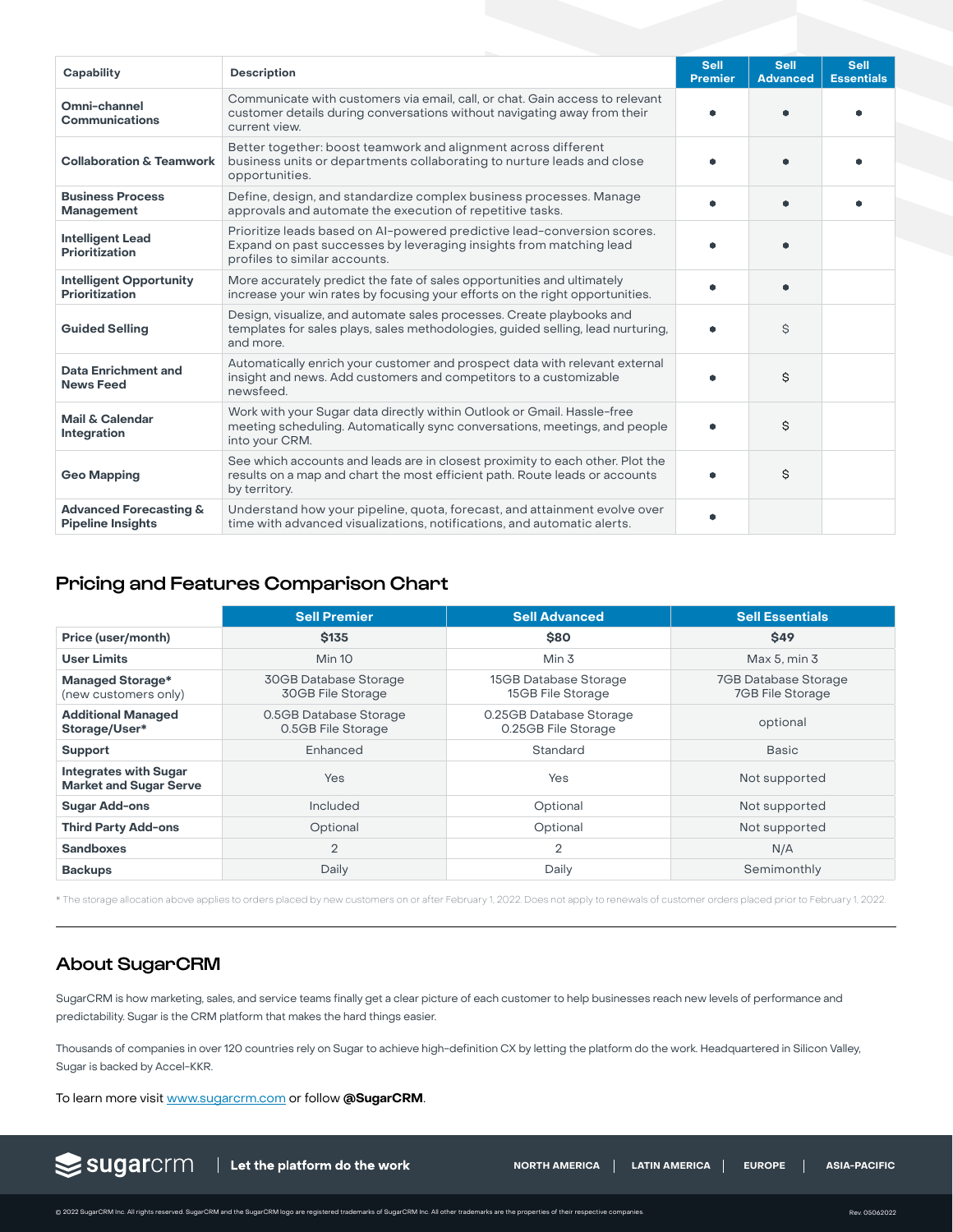| Capability | Description | Sell Premier | Sell Advanced | Sell Essentials |
| --- | --- | --- | --- | --- |
| **Omni-channel Communications** | Communicate with customers via email, call, or chat. Gain access to relevant customer details during conversations without navigating away from their current view. | ● | ● | ● |
| **Collaboration & Teamwork** | Better together: boost teamwork and alignment across different business units or departments collaborating to nurture leads and close opportunities. | ● | ● | ● |
| **Business Process Management** | Define, design, and standardize complex business processes. Manage approvals and automate the execution of repetitive tasks. | ● | ● | ● |
| **Intelligent Lead Prioritization** | Prioritize leads based on AI-powered predictive lead-conversion scores. Expand on past successes by leveraging insights from matching lead profiles to similar accounts. | ● | ● | |
| **Intelligent Opportunity Prioritization** | More accurately predict the fate of sales opportunities and ultimately increase your win rates by focusing your efforts on the right opportunities. | ● | ● | |
| **Guided Selling** | Design, visualize, and automate sales processes. Create playbooks and templates for sales plays, sales methodologies, guided selling, lead nurturing, and more. | ● | $ | |
| **Data Enrichment and News Feed** | Automatically enrich your customer and prospect data with relevant external insight and news. Add customers and competitors to a customizable newsfeed. | ● | $ | |
| **Mail & Calendar Integration** | Work with your Sugar data directly within Outlook or Gmail. Hassle-free meeting scheduling. Automatically sync conversations, meetings, and people into your CRM. | ● | $ | |
| **Geo Mapping** | See which accounts and leads are in closest proximity to each other. Plot the results on a map and chart the most efficient path. Route leads or accounts by territory. | ● | $ | |
| **Advanced Forecasting & Pipeline Insights** | Understand how your pipeline, quota, forecast, and attainment evolve over time with advanced visualizations, notifications, and automatic alerts. | ● | | |

## Pricing and Features Comparison Chart

| | Sell Premier | Sell Advanced | Sell Essentials |
| --- | --- | --- | --- |
| **Price (user/month)** | **$135** | **$80** | **$49** |
| **User Limits** | Min 10 | Min 3 | Max 5, min 3 |
| **Managed Storage*** (new customers only) | 30GB Database Storage 30GB File Storage | 15GB Database Storage 15GB File Storage | 7GB Database Storage 7GB File Storage |
| **Additional Managed Storage/User*** | 0.5GB Database Storage 0.5GB File Storage | 0.25GB Database Storage 0.25GB File Storage | optional |
| **Support** | Enhanced | Standard | Basic |
| **Integrates with Sugar Market and Sugar Serve** | Yes | Yes | Not supported |
| **Sugar Add-ons** | Included | Optional | Not supported |
| **Third Party Add-ons** | Optional | Optional | Not supported |
| **Sandboxes** | 2 | 2 | N/A |
| **Backups** | Daily | Daily | Semimonthly |

* The storage allocation above applies to orders placed by new customers on or after February 1, 2022. Does not apply to renewals of customer orders placed prior to February 1, 2022.

## About SugarCRM

SugarCRM is how marketing, sales, and service teams finally get a clear picture of each customer to help businesses reach new levels of performance and predictability. Sugar is the CRM platform that makes the hard things easier.

Thousands of companies in over 120 countries rely on Sugar to achieve high-definition CX by letting the platform do the work. Headquartered in Silicon Valley, Sugar is backed by Accel-KKR.

To learn more visit www.sugarcrm.com or follow **@SugarCRM**.

sugarcrm | **Let the platform do the work** | **NORTH AMERICA** | **LATIN AMERICA** | **EUROPE** | **ASIA-PACIFIC**

© 2022 SugarCRM Inc. All rights reserved. SugarCRM and the SugarCRM logo are registered trademarks of SugarCRM Inc. All other trademarks are the properties of their respective companies.

Rev. 05062022